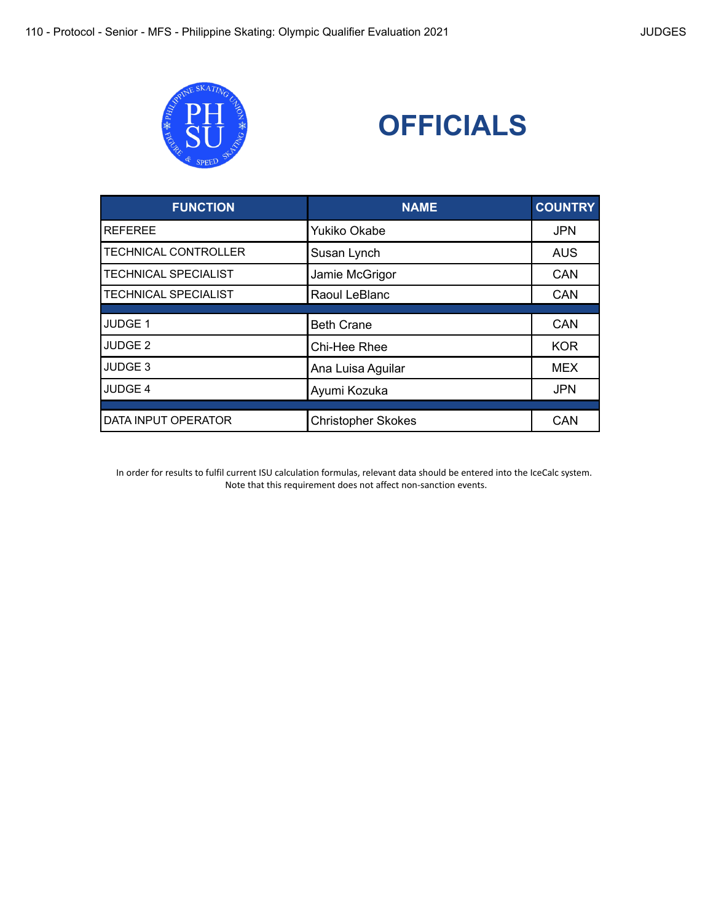# OFFICIALS

| FUNCTION | NAME | COUNTRY |
|---|---|---|
| REFEREE | Yukiko Okabe | JPN |
| TECHNICAL CONTROLLER | Susan Lynch | AUS |
| TECHNICAL SPECIALIST | Jamie McGrigor | CAN |
| TECHNICAL SPECIALIST | Raoul LeBlanc | CAN |
| | | |
| JUDGE 1 | Beth Crane | CAN |
| JUDGE 2 | Chi-Hee Rhee | KOR |
| JUDGE 3 | Ana Luisa Aguilar | MEX |
| JUDGE 4 | Ayumi Kozuka | JPN |
| | | |
| DATA INPUT OPERATOR | Christopher Skokes | CAN |

In order for results to fulfil current ISU calculation formulas, relevant data should be entered into the IceCalc system.
Note that this requirement does not affect non-sanction events.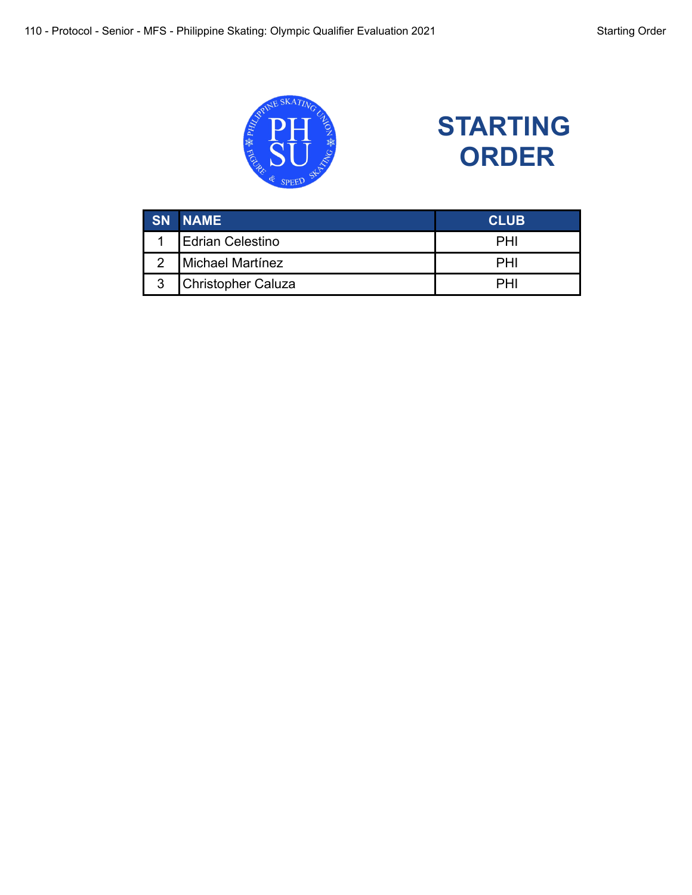# STARTING ORDER

| SN | NAME | CLUB |
|---|---|---|
| 1 | Edrian Celestino | PHI |
| 2 | Michael Martínez | PHI |
| 3 | Christopher Caluza | PHI |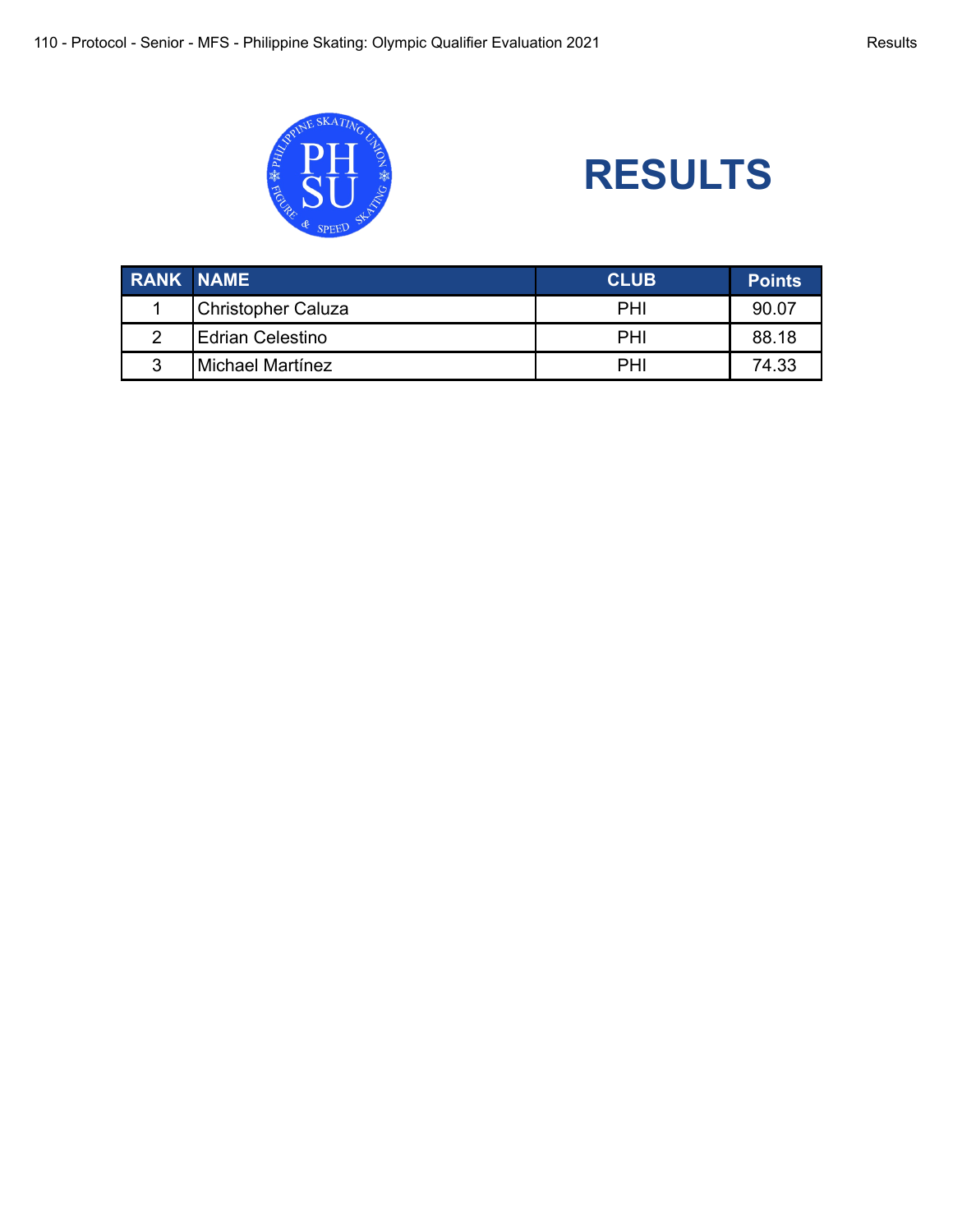# RESULTS

| RANK | NAME | CLUB | Points |
|---|---|---|---|
| 1 | Christopher Caluza | PHI | 90.07 |
| 2 | Edrian Celestino | PHI | 88.18 |
| 3 | Michael Martínez | PHI | 74.33 |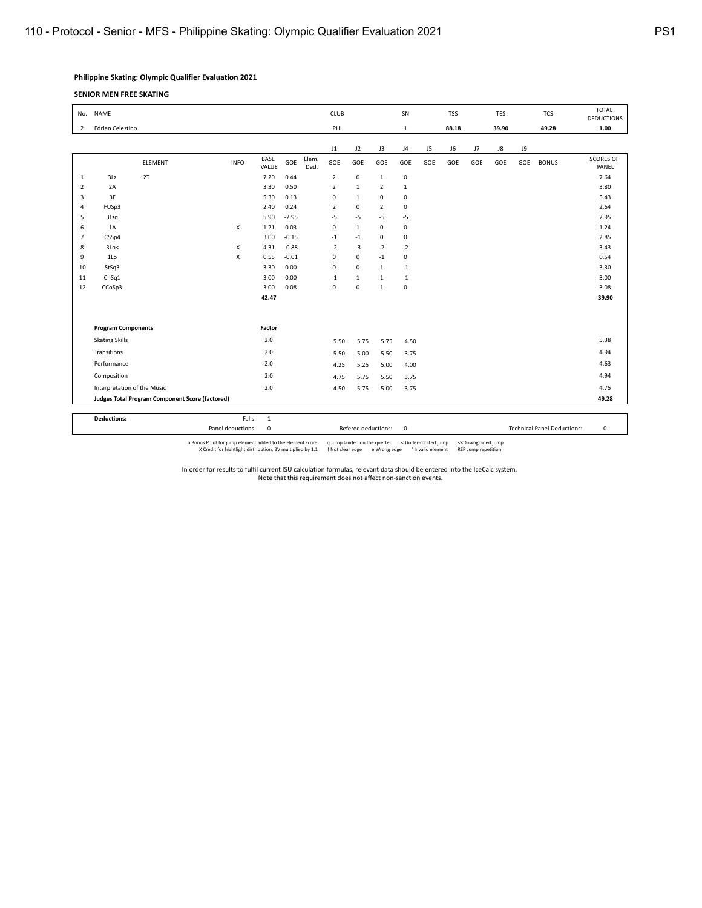**Philippine Skating: Olympic Qualifier Evaluation 2021**

**SENIOR MEN FREE SKATING**

| No. | NAME | CLUB | SN | TSS | TES | TCS | TOTAL DEDUCTIONS |
|---|---|---|---|---|---|---|---|
| 2 | Edrian Celestino | PHI | 1 | 88.18 | 39.90 | 49.28 | 1.00 |

| | ELEMENT | | INFO | BASE VALUE | GOE | Elem. Ded. | J1 GOE | J2 GOE | J3 GOE | J4 GOE | J5 GOE | J6 GOE | J7 GOE | J8 GOE | J9 GOE | BONUS | SCORES OF PANEL |
|---|---|---|---|---|---|---|---|---|---|---|---|---|---|---|---|---|---|
| 1 | 3Lz | 2T | | 7.20 | 0.44 | | 2 | 0 | 1 | 0 | | | | | | | 7.64 |
| 2 | 2A | | | 3.30 | 0.50 | | 2 | 1 | 2 | 1 | | | | | | | 3.80 |
| 3 | 3F | | | 5.30 | 0.13 | | 0 | 1 | 0 | 0 | | | | | | | 5.43 |
| 4 | FUSp3 | | | 2.40 | 0.24 | | 2 | 0 | 2 | 0 | | | | | | | 2.64 |
| 5 | 3Lzq | | | 5.90 | -2.95 | | -5 | -5 | -5 | -5 | | | | | | | 2.95 |
| 6 | 1A | | X | 1.21 | 0.03 | | 0 | 1 | 0 | 0 | | | | | | | 1.24 |
| 7 | CSSp4 | | | 3.00 | -0.15 | | -1 | -1 | 0 | 0 | | | | | | | 2.85 |
| 8 | 3Lo< | | X | 4.31 | -0.88 | | -2 | -3 | -2 | -2 | | | | | | | 3.43 |
| 9 | 1Lo | | X | 0.55 | -0.01 | | 0 | 0 | -1 | 0 | | | | | | | 0.54 |
| 10 | StSq3 | | | 3.30 | 0.00 | | 0 | 0 | 1 | -1 | | | | | | | 3.30 |
| 11 | ChSq1 | | | 3.00 | 0.00 | | -1 | 1 | 1 | -1 | | | | | | | 3.00 |
| 12 | CCoSp3 | | | 3.00 | 0.08 | | 0 | 0 | 1 | 0 | | | | | | | 3.08 |
| | | | | 42.47 | | | | | | | | | | | | | 39.90 |

| Program Components | Factor | J1 | J2 | J3 | J4 | J5 | J6 | J7 | J8 | J9 | |
|---|---|---|---|---|---|---|---|---|---|---|---|
| Skating Skills | 2.0 | 5.50 | 5.75 | 5.75 | 4.50 | | | | | | 5.38 |
| Transitions | 2.0 | 5.50 | 5.00 | 5.50 | 3.75 | | | | | | 4.94 |
| Performance | 2.0 | 4.25 | 5.25 | 5.00 | 4.00 | | | | | | 4.63 |
| Composition | 2.0 | 4.75 | 5.75 | 5.50 | 3.75 | | | | | | 4.94 |
| Interpretation of the Music | 2.0 | 4.50 | 5.75 | 5.00 | 3.75 | | | | | | 4.75 |
| **Judges Total Program Component Score (factored)** | | | | | | | | | | | **49.28** |

| **Deductions:** | Falls: | 1 | | | |
|---|---|---|---|---|---|
| | Panel deductions: | 0 | Referee deductions: 0 | Technical Panel Deductions: | 0 |

b Bonus Point for jump element added to the element score X Credit for hightlight distribution, BV multiplied by 1.1 q Jump landed on the quarter ! Not clear edge e Wrong edge < Under-rotated jump * Invalid element << Downgraded jump REP Jump repetition

In order for results to fulfil current ISU calculation formulas, relevant data should be entered into the IceCalc system.
Note that this requirement does not affect non-sanction events.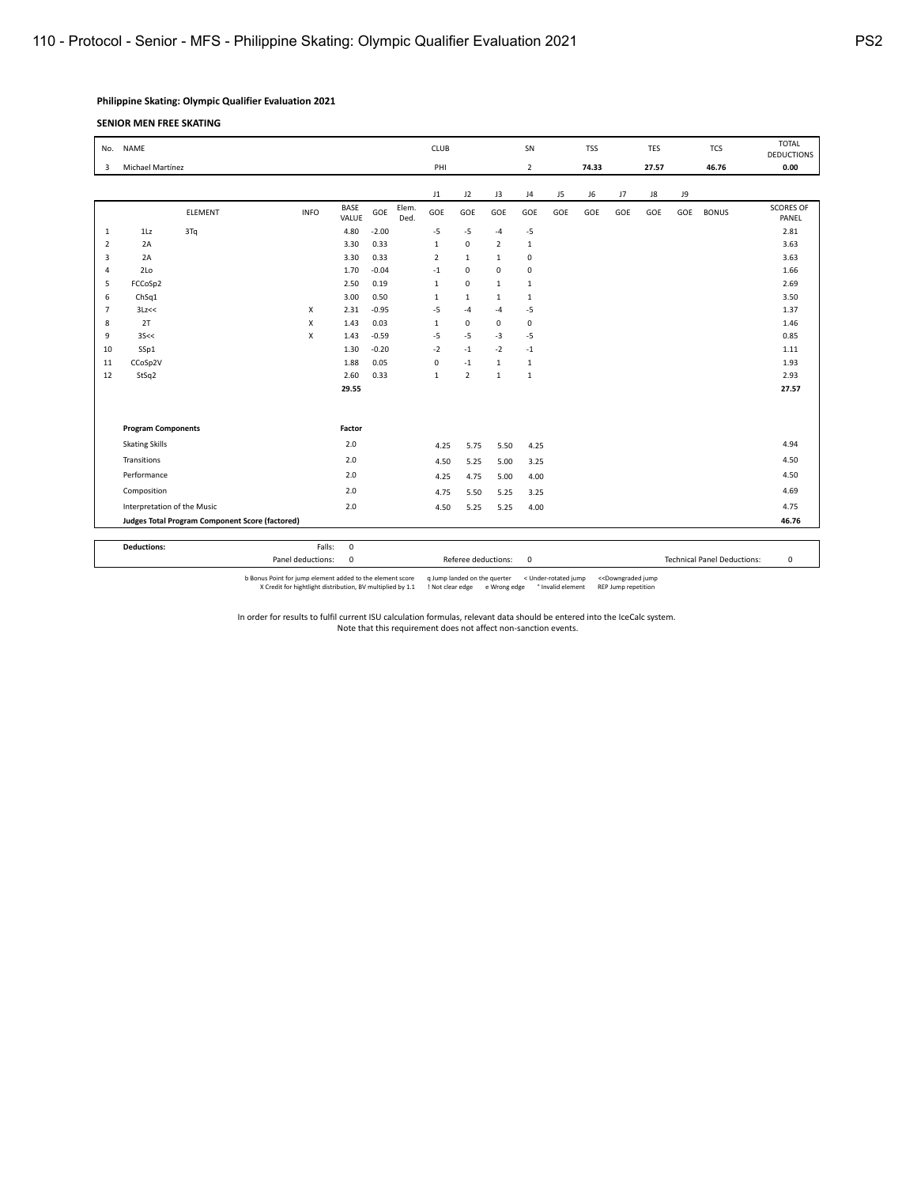**Philippine Skating: Olympic Qualifier Evaluation 2021**

**SENIOR MEN FREE SKATING**

| No. | NAME | CLUB | SN | TSS | TES | TCS | TOTAL DEDUCTIONS |
|---|---|---|---|---|---|---|---|
| 3 | Michael Martinez | PHI | 2 | **74.33** | **27.57** | **46.76** | **0.00** |

| | ELEMENT | | INFO | BASE VALUE | GOE | Elem. Ded. | J1 GOE | J2 GOE | J3 GOE | J4 GOE | J5 GOE | J6 GOE | J7 GOE | J8 GOE | J9 GOE | BONUS | SCORES OF PANEL |
|---|---|---|---|---|---|---|---|---|---|---|---|---|---|---|---|---|---|
| 1 | 1Lz | 3Tq | | 4.80 | -2.00 | | -5 | -5 | -4 | -5 | | | | | | | 2.81 |
| 2 | 2A | | | 3.30 | 0.33 | | 1 | 0 | 2 | 1 | | | | | | | 3.63 |
| 3 | 2A | | | 3.30 | 0.33 | | 2 | 1 | 1 | 0 | | | | | | | 3.63 |
| 4 | 2Lo | | | 1.70 | -0.04 | | -1 | 0 | 0 | 0 | | | | | | | 1.66 |
| 5 | FCCoSp2 | | | 2.50 | 0.19 | | 1 | 0 | 1 | 1 | | | | | | | 2.69 |
| 6 | ChSq1 | | | 3.00 | 0.50 | | 1 | 1 | 1 | 1 | | | | | | | 3.50 |
| 7 | 3Lz<< | | X | 2.31 | -0.95 | | -5 | -4 | -4 | -5 | | | | | | | 1.37 |
| 8 | 2T | | X | 1.43 | 0.03 | | 1 | 0 | 0 | 0 | | | | | | | 1.46 |
| 9 | 3S<< | | X | 1.43 | -0.59 | | -5 | -5 | -3 | -5 | | | | | | | 0.85 |
| 10 | SSp1 | | | 1.30 | -0.20 | | -2 | -1 | -2 | -1 | | | | | | | 1.11 |
| 11 | CCoSp2V | | | 1.88 | 0.05 | | 0 | -1 | 1 | 1 | | | | | | | 1.93 |
| 12 | StSq2 | | | 2.60 | 0.33 | | 1 | 2 | 1 | 1 | | | | | | | 2.93 |
| | | | | **29.55** | | | | | | | | | | | | | **27.57** |

| Program Components | Factor | J1 | J2 | J3 | J4 | J5 | J6 | J7 | J8 | J9 | | |
|---|---|---|---|---|---|---|---|---|---|---|---|---|
| Skating Skills | 2.0 | 4.25 | 5.75 | 5.50 | 4.25 | | | | | | | 4.94 |
| Transitions | 2.0 | 4.50 | 5.25 | 5.00 | 3.25 | | | | | | | 4.50 |
| Performance | 2.0 | 4.25 | 4.75 | 5.00 | 4.00 | | | | | | | 4.50 |
| Composition | 2.0 | 4.75 | 5.50 | 5.25 | 3.25 | | | | | | | 4.69 |
| Interpretation of the Music | 2.0 | 4.50 | 5.25 | 5.25 | 4.00 | | | | | | | 4.75 |
| **Judges Total Program Component Score (factored)** | | | | | | | | | | | | **46.76** |

| **Deductions:** | Falls: | 0 | | |
|---|---|---|---|---|
| | Panel deductions: | 0 | Referee deductions: 0 | Technical Panel Deductions: 0 |

b Bonus Point for jump element added to the element score    q Jump landed on the quarter    < Under-rotated jump    << Downgraded jump
X Credit for hightlight distribution, BV multiplied by 1.1    ! Not clear edge    e Wrong edge    * Invalid element    REP Jump repetition

In order for results to fulfil current ISU calculation formulas, relevant data should be entered into the IceCalc system.
Note that this requirement does not affect non-sanction events.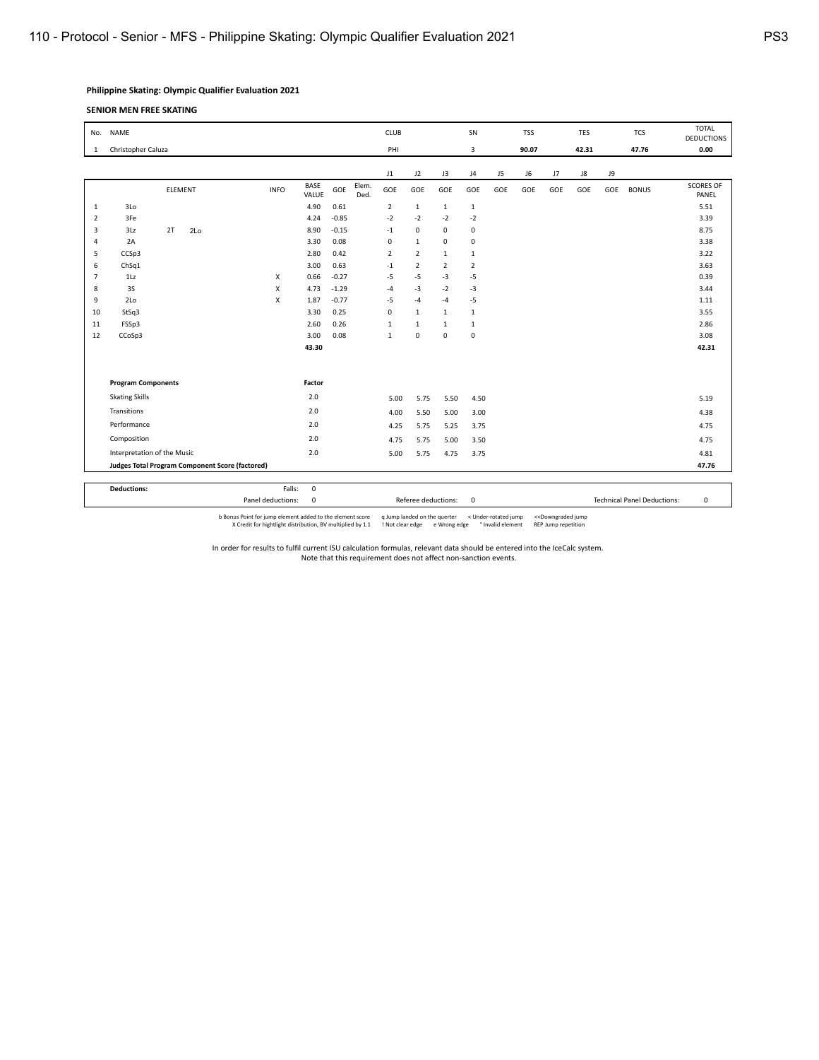**Philippine Skating: Olympic Qualifier Evaluation 2021**

**SENIOR MEN FREE SKATING**

| No. | NAME | CLUB | SN | TSS | TES | TCS | TOTAL DEDUCTIONS |
|---|---|---|---|---|---|---|---|
| 1 | Christopher Caluza | PHI | 3 | 90.07 | 42.31 | 47.76 | 0.00 |

| | ELEMENT | INFO | BASE VALUE | GOE | Elem. Ded. | J1 GOE | J2 GOE | J3 GOE | J4 GOE | J5 GOE | J6 GOE | J7 GOE | J8 GOE | J9 GOE | BONUS | SCORES OF PANEL |
|---|---|---|---|---|---|---|---|---|---|---|---|---|---|---|---|---|
| 1 | 3Lo | | 4.90 | 0.61 | | 2 | 1 | 1 | 1 | | | | | | | 5.51 |
| 2 | 3Fe | | 4.24 | -0.85 | | -2 | -2 | -2 | -2 | | | | | | | 3.39 |
| 3 | 3Lz 2T 2Lo | | 8.90 | -0.15 | | -1 | 0 | 0 | 0 | | | | | | | 8.75 |
| 4 | 2A | | 3.30 | 0.08 | | 0 | 1 | 0 | 0 | | | | | | | 3.38 |
| 5 | CCSp3 | | 2.80 | 0.42 | | 2 | 2 | 1 | 1 | | | | | | | 3.22 |
| 6 | ChSq1 | | 3.00 | 0.63 | | -1 | 2 | 2 | 2 | | | | | | | 3.63 |
| 7 | 1Lz | X | 0.66 | -0.27 | | -5 | -5 | -3 | -5 | | | | | | | 0.39 |
| 8 | 3S | X | 4.73 | -1.29 | | -4 | -3 | -2 | -3 | | | | | | | 3.44 |
| 9 | 2Lo | X | 1.87 | -0.77 | | -5 | -4 | -4 | -5 | | | | | | | 1.11 |
| 10 | StSq3 | | 3.30 | 0.25 | | 0 | 1 | 1 | 1 | | | | | | | 3.55 |
| 11 | FSSp3 | | 2.60 | 0.26 | | 1 | 1 | 1 | 1 | | | | | | | 2.86 |
| 12 | CCoSp3 | | 3.00 | 0.08 | | 1 | 0 | 0 | 0 | | | | | | | 3.08 |
| | | | 43.30 | | | | | | | | | | | | | 42.31 |

| Program Components | Factor | J1 | J2 | J3 | J4 | Score |
|---|---|---|---|---|---|---|
| Skating Skills | 2.0 | 5.00 | 5.75 | 5.50 | 4.50 | 5.19 |
| Transitions | 2.0 | 4.00 | 5.50 | 5.00 | 3.00 | 4.38 |
| Performance | 2.0 | 4.25 | 5.75 | 5.25 | 3.75 | 4.75 |
| Composition | 2.0 | 4.75 | 5.75 | 5.00 | 3.50 | 4.75 |
| Interpretation of the Music | 2.0 | 5.00 | 5.75 | 4.75 | 3.75 | 4.81 |
| **Judges Total Program Component Score (factored)** | | | | | | **47.76** |

| **Deductions:** | | | |
|---|---|---|---|
| Falls: | 0 | | |
| Panel deductions: | 0 | Referee deductions: 0 | Technical Panel Deductions: 0 |

b Bonus Point for jump element added to the element score
X Credit for highlight distribution, BV multiplied by 1.1
q Jump landed on the quarter
! Not clear edge
e Wrong edge
< Under-rotated jump
* Invalid element
<< Downgraded jump
REP Jump repetition

In order for results to fulfil current ISU calculation formulas, relevant data should be entered into the IceCalc system.
Note that this requirement does not affect non-sanction events.